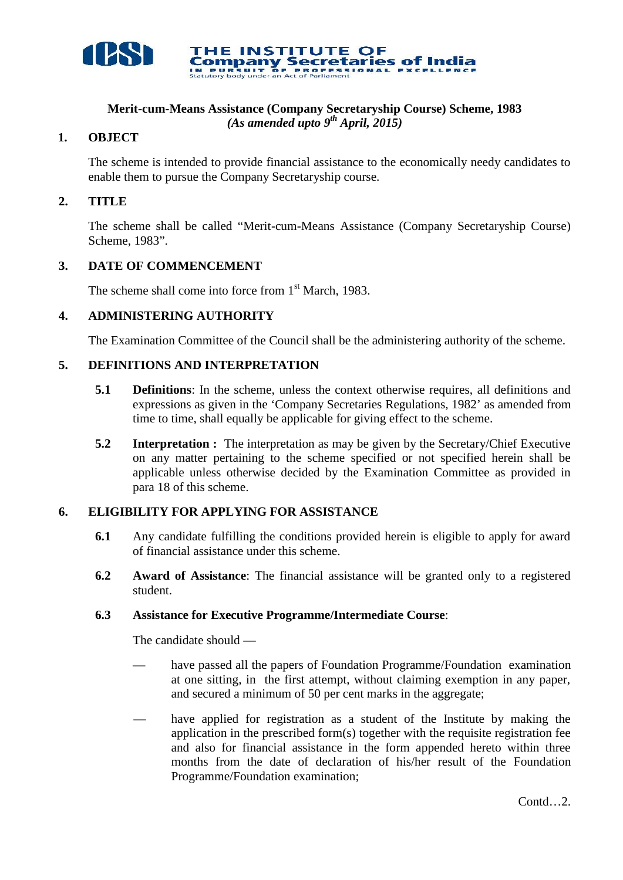THE INSTITUTE OF
Company Secretaries of India
IN PURSUIT OF PROFESSIONAL EXCELLENCE
Statutory body under an Act of Parliament

**Merit-cum-Means Assistance (Company Secretaryship Course) Scheme, 1983**
***(As amended upto 9th April, 2015)***

## 1. OBJECT

The scheme is intended to provide financial assistance to the economically needy candidates to enable them to pursue the Company Secretaryship course.

## 2. TITLE

The scheme shall be called "Merit-cum-Means Assistance (Company Secretaryship Course) Scheme, 1983".

## 3. DATE OF COMMENCEMENT

The scheme shall come into force from 1st March, 1983.

## 4. ADMINISTERING AUTHORITY

The Examination Committee of the Council shall be the administering authority of the scheme.

## 5. DEFINITIONS AND INTERPRETATION

**5.1** **Definitions**: In the scheme, unless the context otherwise requires, all definitions and expressions as given in the 'Company Secretaries Regulations, 1982' as amended from time to time, shall equally be applicable for giving effect to the scheme.

**5.2** **Interpretation :** The interpretation as may be given by the Secretary/Chief Executive on any matter pertaining to the scheme specified or not specified herein shall be applicable unless otherwise decided by the Examination Committee as provided in para 18 of this scheme.

## 6. ELIGIBILITY FOR APPLYING FOR ASSISTANCE

**6.1** Any candidate fulfilling the conditions provided herein is eligible to apply for award of financial assistance under this scheme.

**6.2** **Award of Assistance**: The financial assistance will be granted only to a registered student.

**6.3** **Assistance for Executive Programme/Intermediate Course**:

The candidate should —

— have passed all the papers of Foundation Programme/Foundation examination at one sitting, in the first attempt, without claiming exemption in any paper, and secured a minimum of 50 per cent marks in the aggregate;

— have applied for registration as a student of the Institute by making the application in the prescribed form(s) together with the requisite registration fee and also for financial assistance in the form appended hereto within three months from the date of declaration of his/her result of the Foundation Programme/Foundation examination;

Contd…2.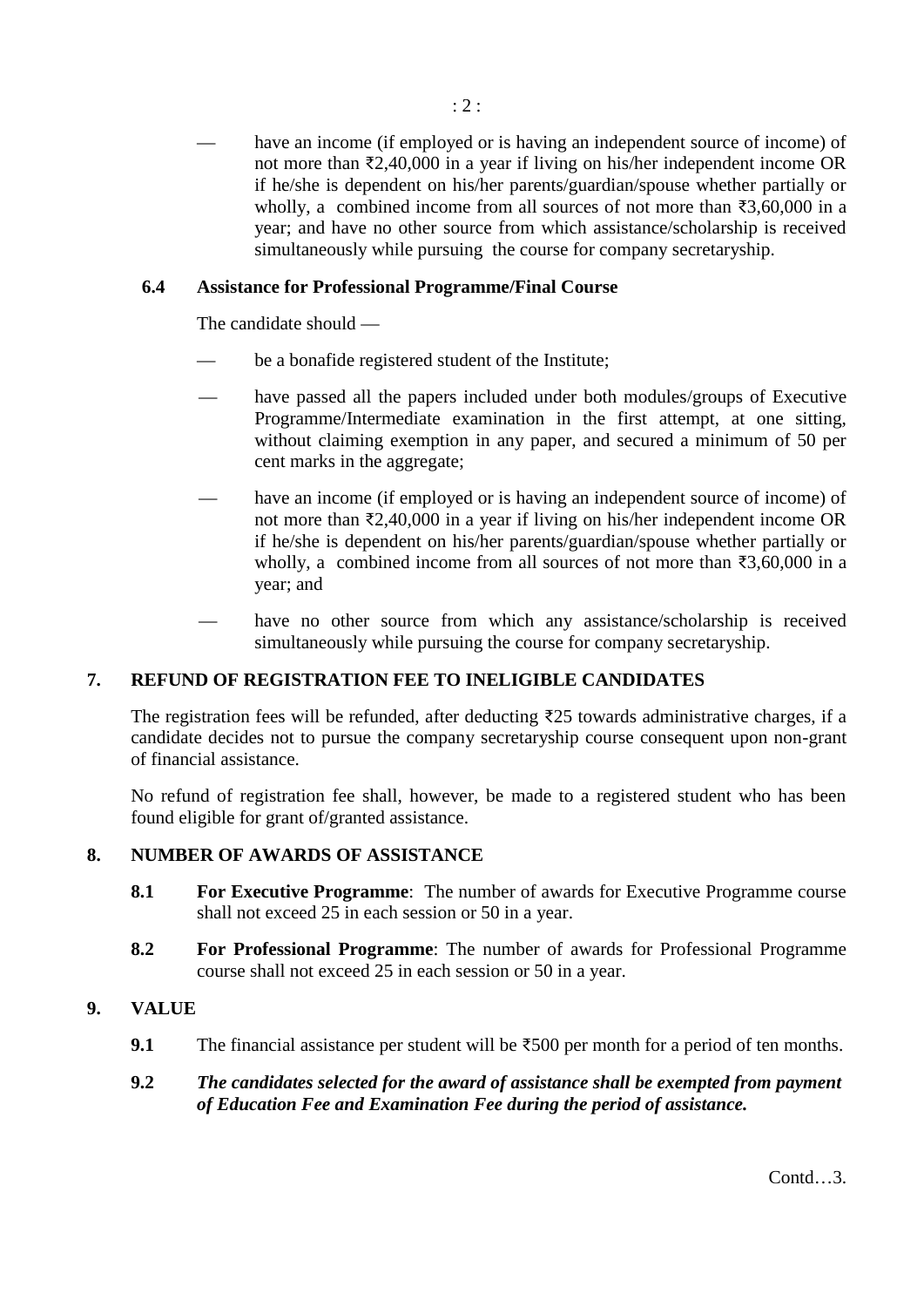— have an income (if employed or is having an independent source of income) of not more than ₹2,40,000 in a year if living on his/her independent income OR if he/she is dependent on his/her parents/guardian/spouse whether partially or wholly, a combined income from all sources of not more than ₹3,60,000 in a year; and have no other source from which assistance/scholarship is received simultaneously while pursuing the course for company secretaryship.

### 6.4 Assistance for Professional Programme/Final Course

The candidate should —

- be a bonafide registered student of the Institute;
- have passed all the papers included under both modules/groups of Executive Programme/Intermediate examination in the first attempt, at one sitting, without claiming exemption in any paper, and secured a minimum of 50 per cent marks in the aggregate;
- have an income (if employed or is having an independent source of income) of not more than ₹2,40,000 in a year if living on his/her independent income OR if he/she is dependent on his/her parents/guardian/spouse whether partially or wholly, a combined income from all sources of not more than ₹3,60,000 in a year; and
- have no other source from which any assistance/scholarship is received simultaneously while pursuing the course for company secretaryship.

## 7. REFUND OF REGISTRATION FEE TO INELIGIBLE CANDIDATES

The registration fees will be refunded, after deducting ₹25 towards administrative charges, if a candidate decides not to pursue the company secretaryship course consequent upon non-grant of financial assistance.

No refund of registration fee shall, however, be made to a registered student who has been found eligible for grant of/granted assistance.

## 8. NUMBER OF AWARDS OF ASSISTANCE

**8.1** **For Executive Programme**: The number of awards for Executive Programme course shall not exceed 25 in each session or 50 in a year.

**8.2** **For Professional Programme**: The number of awards for Professional Programme course shall not exceed 25 in each session or 50 in a year.

## 9. VALUE

**9.1** The financial assistance per student will be ₹500 per month for a period of ten months.

**9.2** ***The candidates selected for the award of assistance shall be exempted from payment of Education Fee and Examination Fee during the period of assistance.***

Contd…3.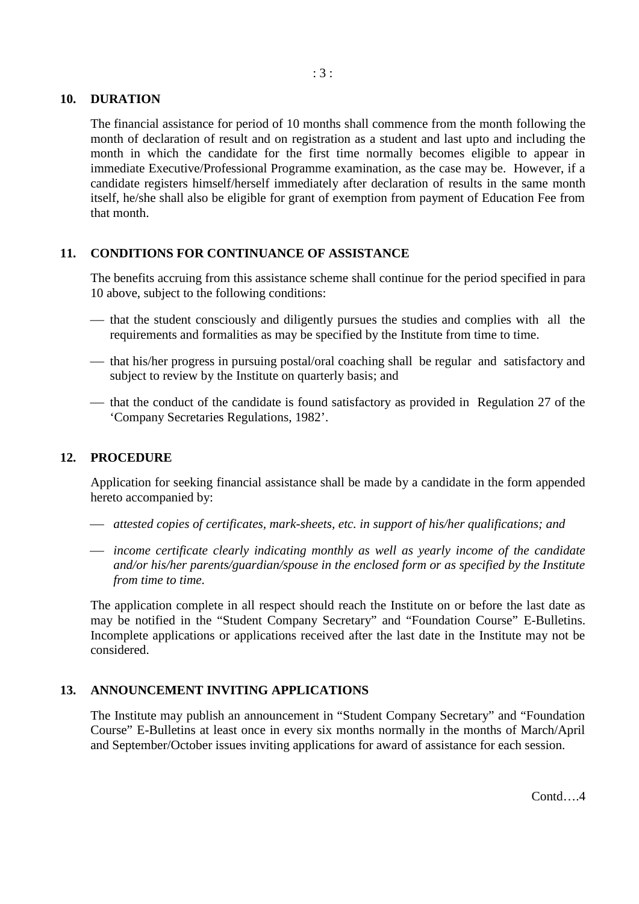## 10. DURATION

The financial assistance for period of 10 months shall commence from the month following the month of declaration of result and on registration as a student and last upto and including the month in which the candidate for the first time normally becomes eligible to appear in immediate Executive/Professional Programme examination, as the case may be. However, if a candidate registers himself/herself immediately after declaration of results in the same month itself, he/she shall also be eligible for grant of exemption from payment of Education Fee from that month.

## 11. CONDITIONS FOR CONTINUANCE OF ASSISTANCE

The benefits accruing from this assistance scheme shall continue for the period specified in para 10 above, subject to the following conditions:

- that the student consciously and diligently pursues the studies and complies with all the requirements and formalities as may be specified by the Institute from time to time.
- that his/her progress in pursuing postal/oral coaching shall be regular and satisfactory and subject to review by the Institute on quarterly basis; and
- that the conduct of the candidate is found satisfactory as provided in Regulation 27 of the 'Company Secretaries Regulations, 1982'.

## 12. PROCEDURE

Application for seeking financial assistance shall be made by a candidate in the form appended hereto accompanied by:

- *attested copies of certificates, mark-sheets, etc. in support of his/her qualifications; and*
- *income certificate clearly indicating monthly as well as yearly income of the candidate and/or his/her parents/guardian/spouse in the enclosed form or as specified by the Institute from time to time.*

The application complete in all respect should reach the Institute on or before the last date as may be notified in the "Student Company Secretary" and "Foundation Course" E-Bulletins. Incomplete applications or applications received after the last date in the Institute may not be considered.

## 13. ANNOUNCEMENT INVITING APPLICATIONS

The Institute may publish an announcement in "Student Company Secretary" and "Foundation Course" E-Bulletins at least once in every six months normally in the months of March/April and September/October issues inviting applications for award of assistance for each session.

Contd….4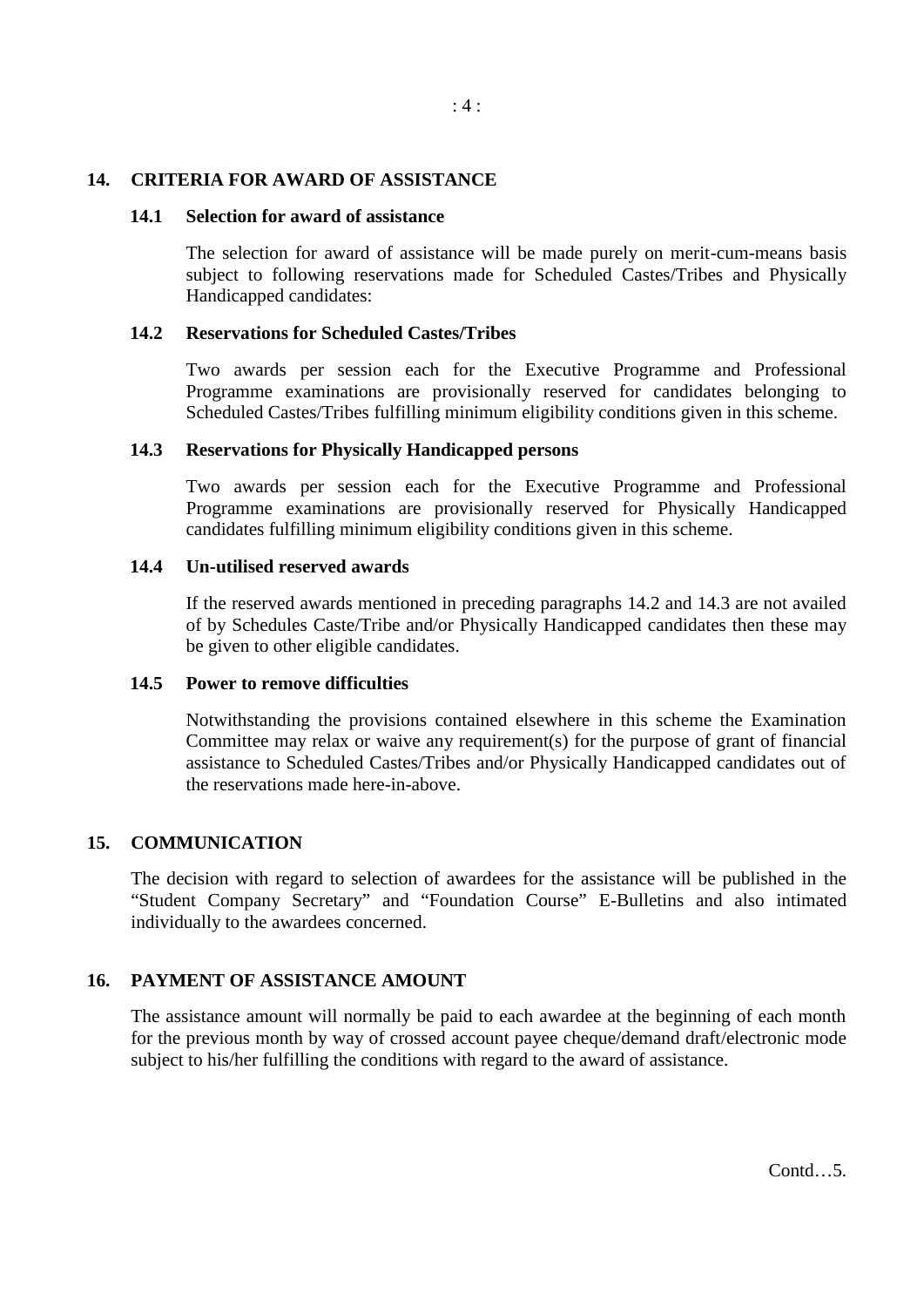## 14. CRITERIA FOR AWARD OF ASSISTANCE

### 14.1 Selection for award of assistance

The selection for award of assistance will be made purely on merit-cum-means basis subject to following reservations made for Scheduled Castes/Tribes and Physically Handicapped candidates:

### 14.2 Reservations for Scheduled Castes/Tribes

Two awards per session each for the Executive Programme and Professional Programme examinations are provisionally reserved for candidates belonging to Scheduled Castes/Tribes fulfilling minimum eligibility conditions given in this scheme.

### 14.3 Reservations for Physically Handicapped persons

Two awards per session each for the Executive Programme and Professional Programme examinations are provisionally reserved for Physically Handicapped candidates fulfilling minimum eligibility conditions given in this scheme.

### 14.4 Un-utilised reserved awards

If the reserved awards mentioned in preceding paragraphs 14.2 and 14.3 are not availed of by Schedules Caste/Tribe and/or Physically Handicapped candidates then these may be given to other eligible candidates.

### 14.5 Power to remove difficulties

Notwithstanding the provisions contained elsewhere in this scheme the Examination Committee may relax or waive any requirement(s) for the purpose of grant of financial assistance to Scheduled Castes/Tribes and/or Physically Handicapped candidates out of the reservations made here-in-above.

## 15. COMMUNICATION

The decision with regard to selection of awardees for the assistance will be published in the "Student Company Secretary" and "Foundation Course" E-Bulletins and also intimated individually to the awardees concerned.

## 16. PAYMENT OF ASSISTANCE AMOUNT

The assistance amount will normally be paid to each awardee at the beginning of each month for the previous month by way of crossed account payee cheque/demand draft/electronic mode subject to his/her fulfilling the conditions with regard to the award of assistance.

Contd…5.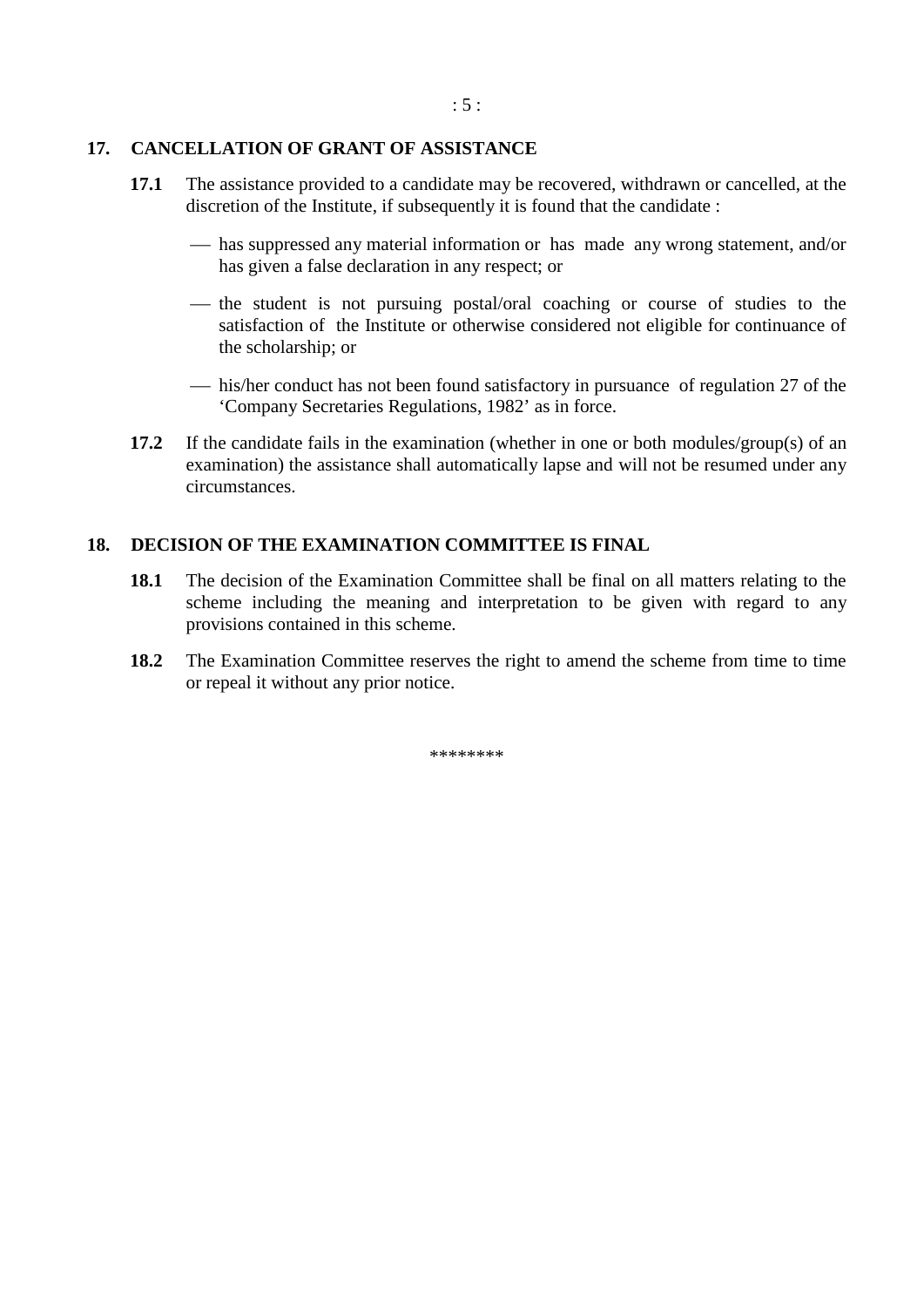## 17. CANCELLATION OF GRANT OF ASSISTANCE

**17.1** The assistance provided to a candidate may be recovered, withdrawn or cancelled, at the discretion of the Institute, if subsequently it is found that the candidate :

- has suppressed any material information or has made any wrong statement, and/or has given a false declaration in any respect; or
- the student is not pursuing postal/oral coaching or course of studies to the satisfaction of the Institute or otherwise considered not eligible for continuance of the scholarship; or
- his/her conduct has not been found satisfactory in pursuance of regulation 27 of the 'Company Secretaries Regulations, 1982' as in force.

**17.2** If the candidate fails in the examination (whether in one or both modules/group(s) of an examination) the assistance shall automatically lapse and will not be resumed under any circumstances.

## 18. DECISION OF THE EXAMINATION COMMITTEE IS FINAL

**18.1** The decision of the Examination Committee shall be final on all matters relating to the scheme including the meaning and interpretation to be given with regard to any provisions contained in this scheme.

**18.2** The Examination Committee reserves the right to amend the scheme from time to time or repeal it without any prior notice.

********